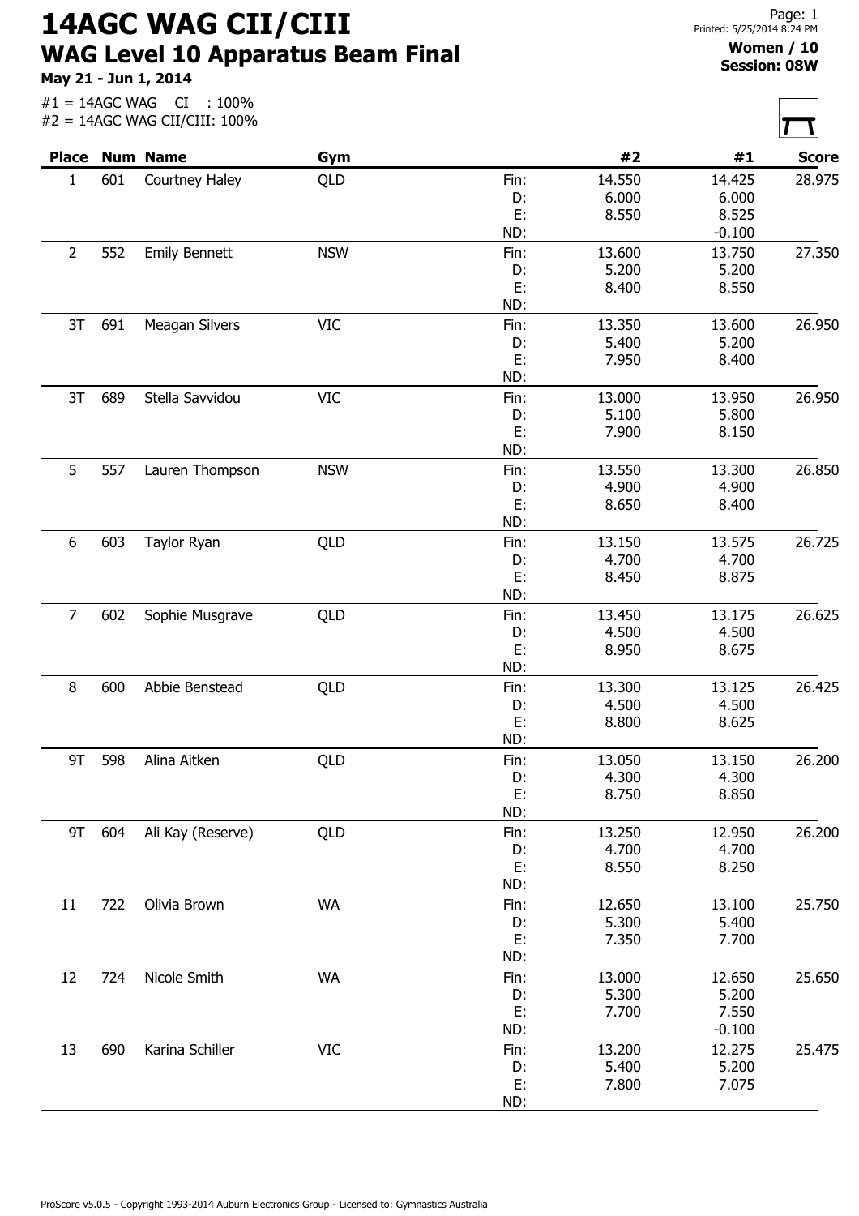# 14AGC WAG CII/CIII

## WAG Level 10 Apparatus Beam Final

**May 21 - Jun 1, 2014**

#1 = 14AGC WAG CI : 100%
#2 = 14AGC WAG CII/CIII: 100%

**Women / 10**
**Session: 08W**

| Place | Num | Name | Gym | | #2 | #1 | Score |
|---|---|---|---|---|---|---|---|
| 1 | 601 | Courtney Haley | QLD | Fin: | 14.550 | 14.425 | 28.975 |
| | | | | D: | 6.000 | 6.000 | |
| | | | | E: | 8.550 | 8.525 | |
| | | | | ND: | | -0.100 | |
| 2 | 552 | Emily Bennett | NSW | Fin: | 13.600 | 13.750 | 27.350 |
| | | | | D: | 5.200 | 5.200 | |
| | | | | E: | 8.400 | 8.550 | |
| | | | | ND: | | | |
| 3T | 691 | Meagan Silvers | VIC | Fin: | 13.350 | 13.600 | 26.950 |
| | | | | D: | 5.400 | 5.200 | |
| | | | | E: | 7.950 | 8.400 | |
| | | | | ND: | | | |
| 3T | 689 | Stella Savvidou | VIC | Fin: | 13.000 | 13.950 | 26.950 |
| | | | | D: | 5.100 | 5.800 | |
| | | | | E: | 7.900 | 8.150 | |
| | | | | ND: | | | |
| 5 | 557 | Lauren Thompson | NSW | Fin: | 13.550 | 13.300 | 26.850 |
| | | | | D: | 4.900 | 4.900 | |
| | | | | E: | 8.650 | 8.400 | |
| | | | | ND: | | | |
| 6 | 603 | Taylor Ryan | QLD | Fin: | 13.150 | 13.575 | 26.725 |
| | | | | D: | 4.700 | 4.700 | |
| | | | | E: | 8.450 | 8.875 | |
| | | | | ND: | | | |
| 7 | 602 | Sophie Musgrave | QLD | Fin: | 13.450 | 13.175 | 26.625 |
| | | | | D: | 4.500 | 4.500 | |
| | | | | E: | 8.950 | 8.675 | |
| | | | | ND: | | | |
| 8 | 600 | Abbie Benstead | QLD | Fin: | 13.300 | 13.125 | 26.425 |
| | | | | D: | 4.500 | 4.500 | |
| | | | | E: | 8.800 | 8.625 | |
| | | | | ND: | | | |
| 9T | 598 | Alina Aitken | QLD | Fin: | 13.050 | 13.150 | 26.200 |
| | | | | D: | 4.300 | 4.300 | |
| | | | | E: | 8.750 | 8.850 | |
| | | | | ND: | | | |
| 9T | 604 | Ali Kay (Reserve) | QLD | Fin: | 13.250 | 12.950 | 26.200 |
| | | | | D: | 4.700 | 4.700 | |
| | | | | E: | 8.550 | 8.250 | |
| | | | | ND: | | | |
| 11 | 722 | Olivia Brown | WA | Fin: | 12.650 | 13.100 | 25.750 |
| | | | | D: | 5.300 | 5.400 | |
| | | | | E: | 7.350 | 7.700 | |
| | | | | ND: | | | |
| 12 | 724 | Nicole Smith | WA | Fin: | 13.000 | 12.650 | 25.650 |
| | | | | D: | 5.300 | 5.200 | |
| | | | | E: | 7.700 | 7.550 | |
| | | | | ND: | | -0.100 | |
| 13 | 690 | Karina Schiller | VIC | Fin: | 13.200 | 12.275 | 25.475 |
| | | | | D: | 5.400 | 5.200 | |
| | | | | E: | 7.800 | 7.075 | |
| | | | | ND: | | | |

ProScore v5.0.5 - Copyright 1993-2014 Auburn Electronics Group - Licensed to: Gymnastics Australia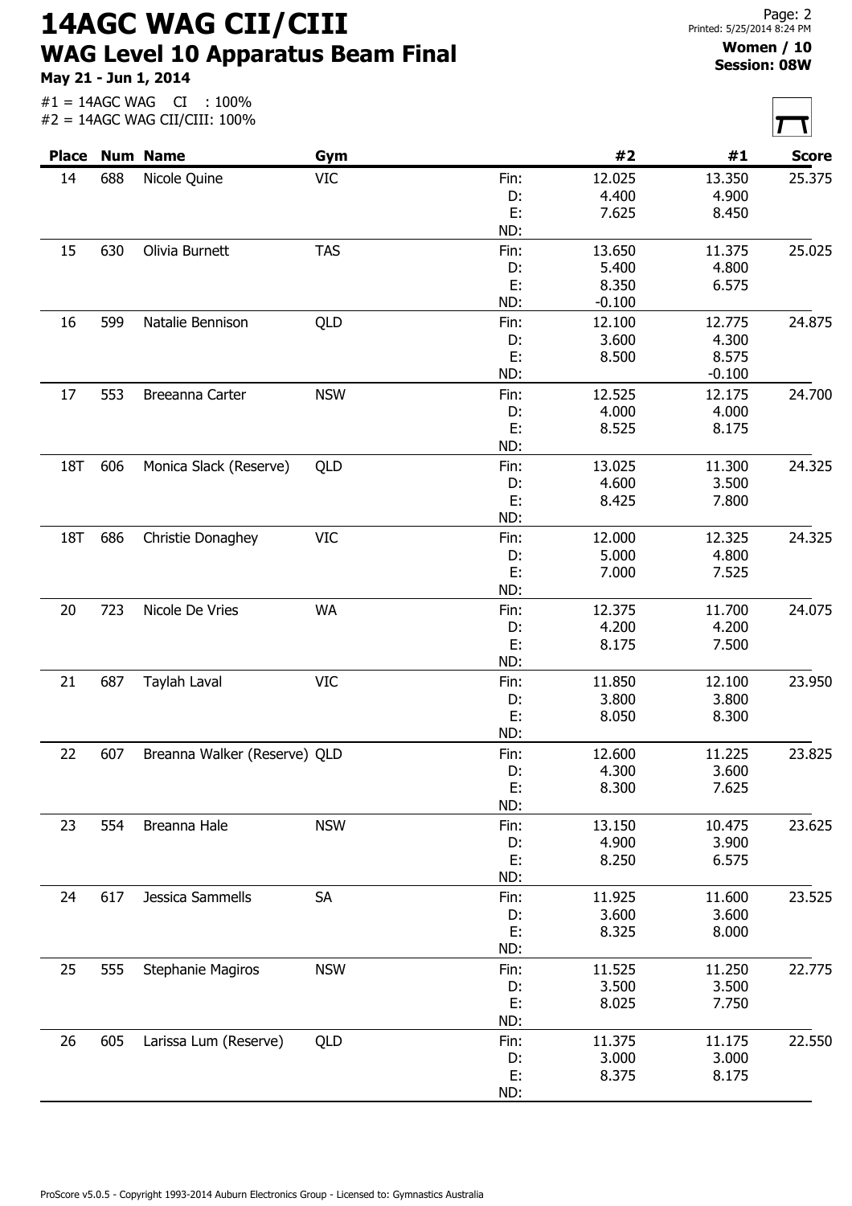# 14AGC WAG CII/CIII

## WAG Level 10 Apparatus Beam Final

**May 21 - Jun 1, 2014**

**Women / 10**
**Session: 08W**

#1 = 14AGC WAG CI : 100%
#2 = 14AGC WAG CII/CIII: 100%

| Place | Num | Name | Gym | | #2 | #1 | Score |
|---|---|---|---|---|---|---|---|
| 14 | 688 | Nicole Quine | VIC | Fin: | 12.025 | 13.350 | 25.375 |
| | | | | D: | 4.400 | 4.900 | |
| | | | | E: | 7.625 | 8.450 | |
| | | | | ND: | | | |
| 15 | 630 | Olivia Burnett | TAS | Fin: | 13.650 | 11.375 | 25.025 |
| | | | | D: | 5.400 | 4.800 | |
| | | | | E: | 8.350 | 6.575 | |
| | | | | ND: | -0.100 | | |
| 16 | 599 | Natalie Bennison | QLD | Fin: | 12.100 | 12.775 | 24.875 |
| | | | | D: | 3.600 | 4.300 | |
| | | | | E: | 8.500 | 8.575 | |
| | | | | ND: | | -0.100 | |
| 17 | 553 | Breeanna Carter | NSW | Fin: | 12.525 | 12.175 | 24.700 |
| | | | | D: | 4.000 | 4.000 | |
| | | | | E: | 8.525 | 8.175 | |
| | | | | ND: | | | |
| 18T | 606 | Monica Slack (Reserve) | QLD | Fin: | 13.025 | 11.300 | 24.325 |
| | | | | D: | 4.600 | 3.500 | |
| | | | | E: | 8.425 | 7.800 | |
| | | | | ND: | | | |
| 18T | 686 | Christie Donaghey | VIC | Fin: | 12.000 | 12.325 | 24.325 |
| | | | | D: | 5.000 | 4.800 | |
| | | | | E: | 7.000 | 7.525 | |
| | | | | ND: | | | |
| 20 | 723 | Nicole De Vries | WA | Fin: | 12.375 | 11.700 | 24.075 |
| | | | | D: | 4.200 | 4.200 | |
| | | | | E: | 8.175 | 7.500 | |
| | | | | ND: | | | |
| 21 | 687 | Taylah Laval | VIC | Fin: | 11.850 | 12.100 | 23.950 |
| | | | | D: | 3.800 | 3.800 | |
| | | | | E: | 8.050 | 8.300 | |
| | | | | ND: | | | |
| 22 | 607 | Breanna Walker (Reserve) | QLD | Fin: | 12.600 | 11.225 | 23.825 |
| | | | | D: | 4.300 | 3.600 | |
| | | | | E: | 8.300 | 7.625 | |
| | | | | ND: | | | |
| 23 | 554 | Breanna Hale | NSW | Fin: | 13.150 | 10.475 | 23.625 |
| | | | | D: | 4.900 | 3.900 | |
| | | | | E: | 8.250 | 6.575 | |
| | | | | ND: | | | |
| 24 | 617 | Jessica Sammells | SA | Fin: | 11.925 | 11.600 | 23.525 |
| | | | | D: | 3.600 | 3.600 | |
| | | | | E: | 8.325 | 8.000 | |
| | | | | ND: | | | |
| 25 | 555 | Stephanie Magiros | NSW | Fin: | 11.525 | 11.250 | 22.775 |
| | | | | D: | 3.500 | 3.500 | |
| | | | | E: | 8.025 | 7.750 | |
| | | | | ND: | | | |
| 26 | 605 | Larissa Lum (Reserve) | QLD | Fin: | 11.375 | 11.175 | 22.550 |
| | | | | D: | 3.000 | 3.000 | |
| | | | | E: | 8.375 | 8.175 | |
| | | | | ND: | | | |

ProScore v5.0.5 - Copyright 1993-2014 Auburn Electronics Group - Licensed to: Gymnastics Australia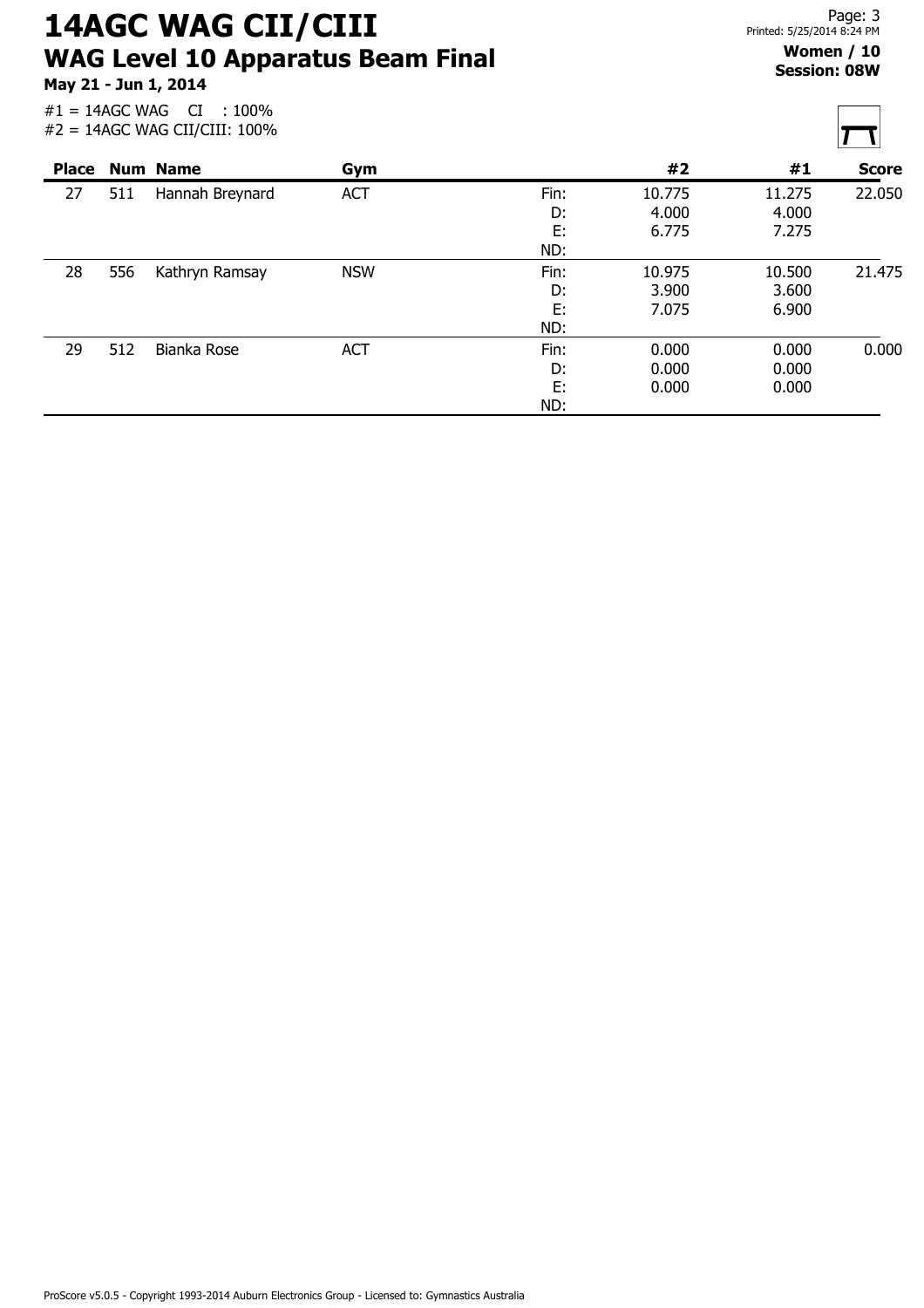# 14AGC WAG CII/CIII

## WAG Level 10 Apparatus Beam Final

**May 21 - Jun 1, 2014**

**Women / 10**
**Session: 08W**

#1 = 14AGC WAG CI : 100%
#2 = 14AGC WAG CII/CIII: 100%

| Place | Num | Name | Gym | | #2 | #1 | Score |
|---|---|---|---|---|---|---|---|
| 27 | 511 | Hannah Breynard | ACT | Fin: | 10.775 | 11.275 | 22.050 |
| | | | | D: | 4.000 | 4.000 | |
| | | | | E: | 6.775 | 7.275 | |
| | | | | ND: | | | |
| 28 | 556 | Kathryn Ramsay | NSW | Fin: | 10.975 | 10.500 | 21.475 |
| | | | | D: | 3.900 | 3.600 | |
| | | | | E: | 7.075 | 6.900 | |
| | | | | ND: | | | |
| 29 | 512 | Bianka Rose | ACT | Fin: | 0.000 | 0.000 | 0.000 |
| | | | | D: | 0.000 | 0.000 | |
| | | | | E: | 0.000 | 0.000 | |
| | | | | ND: | | | |

ProScore v5.0.5 - Copyright 1993-2014 Auburn Electronics Group - Licensed to: Gymnastics Australia